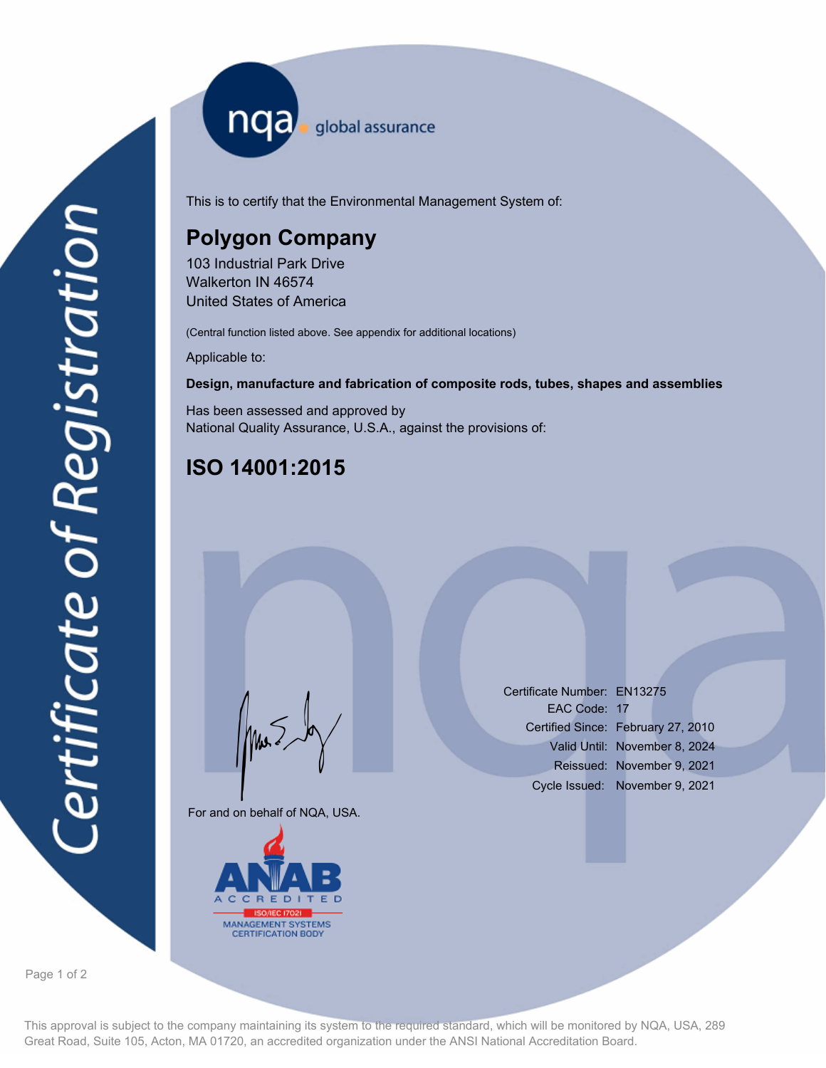# Certificate of Registration

nqa global assurance

This is to certify that the Environmental Management System of:

## Polygon Company

103 Industrial Park Drive
Walkerton IN 46574
United States of America

(Central function listed above. See appendix for additional locations)

Applicable to:

**Design, manufacture and fabrication of composite rods, tubes, shapes and assemblies**

Has been assessed and approved by
National Quality Assurance, U.S.A., against the provisions of:

## ISO 14001:2015

For and on behalf of NQA, USA.

ANAB ACCREDITED ISO/IEC 17021 MANAGEMENT SYSTEMS CERTIFICATION BODY

Certificate Number: EN13275
EAC Code: 17
Certified Since: February 27, 2010
Valid Until: November 8, 2024
Reissued: November 9, 2021
Cycle Issued: November 9, 2021

This approval is subject to the company maintaining its system to the required standard, which will be monitored by NQA, USA, 289 Great Road, Suite 105, Acton, MA 01720, an accredited organization under the ANSI National Accreditation Board.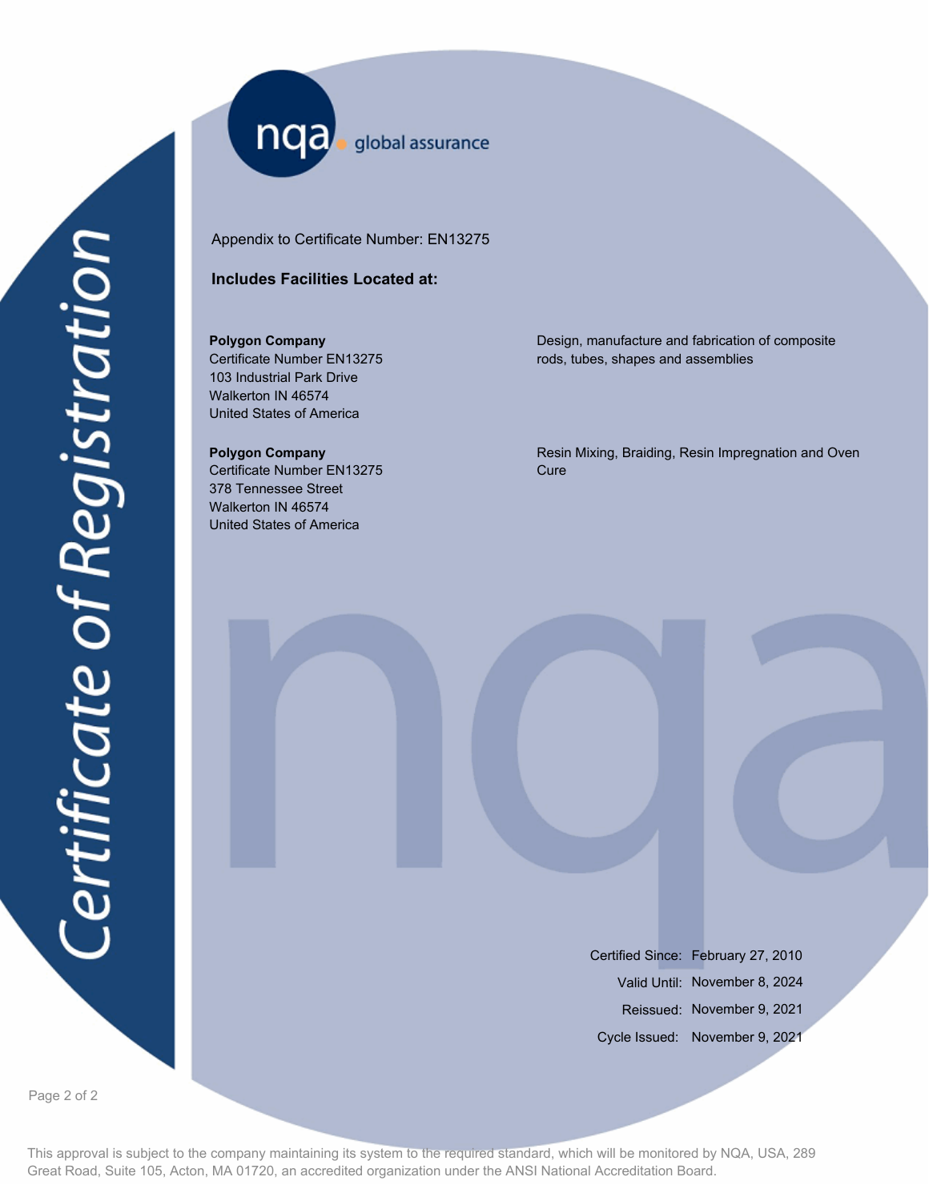nqa global assurance

Certificate of Registration

Appendix to Certificate Number: EN13275

**Includes Facilities Located at:**

| | |
|---|---|
| **Polygon Company**<br>Certificate Number EN13275<br>103 Industrial Park Drive<br>Walkerton IN 46574<br>United States of America | Design, manufacture and fabrication of composite rods, tubes, shapes and assemblies |
| **Polygon Company**<br>Certificate Number EN13275<br>378 Tennessee Street<br>Walkerton IN 46574<br>United States of America | Resin Mixing, Braiding, Resin Impregnation and Oven Cure |

Certified Since: February 27, 2010

Valid Until: November 8, 2024

Reissued: November 9, 2021

Cycle Issued: November 9, 2021

This approval is subject to the company maintaining its system to the required standard, which will be monitored by NQA, USA, 289 Great Road, Suite 105, Acton, MA 01720, an accredited organization under the ANSI National Accreditation Board.